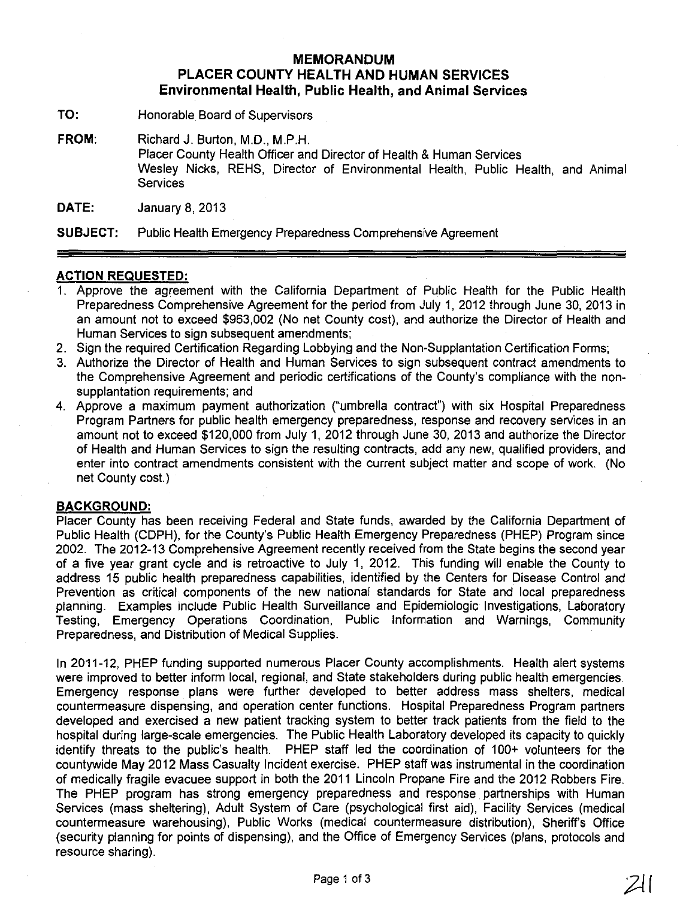# MEMORANDUM
## PLACER COUNTY HEALTH AND HUMAN SERVICES
### Environmental Health, Public Health, and Animal Services

**TO:** Honorable Board of Supervisors

**FROM:** Richard J. Burton, M.D., M.P.H.
Placer County Health Officer and Director of Health & Human Services
Wesley Nicks, REHS, Director of Environmental Health, Public Health, and Animal Services

**DATE:** January 8, 2013

**SUBJECT:** Public Health Emergency Preparedness Comprehensive Agreement

---

**ACTION REQUESTED:**

1. Approve the agreement with the California Department of Public Health for the Public Health Preparedness Comprehensive Agreement for the period from July 1, 2012 through June 30, 2013 in an amount not to exceed $963,002 (No net County cost), and authorize the Director of Health and Human Services to sign subsequent amendments;
2. Sign the required Certification Regarding Lobbying and the Non-Supplantation Certification Forms;
3. Authorize the Director of Health and Human Services to sign subsequent contract amendments to the Comprehensive Agreement and periodic certifications of the County's compliance with the non-supplantation requirements; and
4. Approve a maximum payment authorization ("umbrella contract") with six Hospital Preparedness Program Partners for public health emergency preparedness, response and recovery services in an amount not to exceed $120,000 from July 1, 2012 through June 30, 2013 and authorize the Director of Health and Human Services to sign the resulting contracts, add any new, qualified providers, and enter into contract amendments consistent with the current subject matter and scope of work. (No net County cost.)

**BACKGROUND:**

Placer County has been receiving Federal and State funds, awarded by the California Department of Public Health (CDPH), for the County's Public Health Emergency Preparedness (PHEP) Program since 2002. The 2012-13 Comprehensive Agreement recently received from the State begins the second year of a five year grant cycle and is retroactive to July 1, 2012. This funding will enable the County to address 15 public health preparedness capabilities, identified by the Centers for Disease Control and Prevention as critical components of the new national standards for State and local preparedness planning. Examples include Public Health Surveillance and Epidemiologic Investigations, Laboratory Testing, Emergency Operations Coordination, Public Information and Warnings, Community Preparedness, and Distribution of Medical Supplies.

In 2011-12, PHEP funding supported numerous Placer County accomplishments. Health alert systems were improved to better inform local, regional, and State stakeholders during public health emergencies. Emergency response plans were further developed to better address mass shelters, medical countermeasure dispensing, and operation center functions. Hospital Preparedness Program partners developed and exercised a new patient tracking system to better track patients from the field to the hospital during large-scale emergencies. The Public Health Laboratory developed its capacity to quickly identify threats to the public's health. PHEP staff led the coordination of 100+ volunteers for the countywide May 2012 Mass Casualty Incident exercise. PHEP staff was instrumental in the coordination of medically fragile evacuee support in both the 2011 Lincoln Propane Fire and the 2012 Robbers Fire. The PHEP program has strong emergency preparedness and response partnerships with Human Services (mass sheltering), Adult System of Care (psychological first aid), Facility Services (medical countermeasure warehousing), Public Works (medical countermeasure distribution), Sheriff's Office (security planning for points of dispensing), and the Office of Emergency Services (plans, protocols and resource sharing).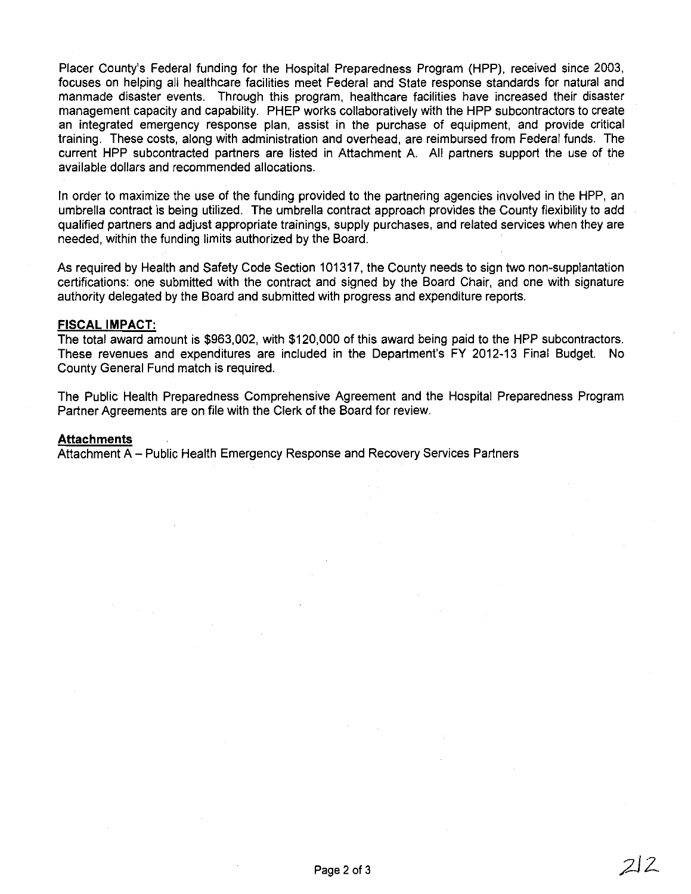Placer County's Federal funding for the Hospital Preparedness Program (HPP), received since 2003, focuses on helping all healthcare facilities meet Federal and State response standards for natural and manmade disaster events. Through this program, healthcare facilities have increased their disaster management capacity and capability. PHEP works collaboratively with the HPP subcontractors to create an integrated emergency response plan, assist in the purchase of equipment, and provide critical training. These costs, along with administration and overhead, are reimbursed from Federal funds. The current HPP subcontracted partners are listed in Attachment A. All partners support the use of the available dollars and recommended allocations.

In order to maximize the use of the funding provided to the partnering agencies involved in the HPP, an umbrella contract is being utilized. The umbrella contract approach provides the County flexibility to add qualified partners and adjust appropriate trainings, supply purchases, and related services when they are needed, within the funding limits authorized by the Board.

As required by Health and Safety Code Section 101317, the County needs to sign two non-supplantation certifications: one submitted with the contract and signed by the Board Chair, and one with signature authority delegated by the Board and submitted with progress and expenditure reports.

**FISCAL IMPACT:**

The total award amount is $963,002, with $120,000 of this award being paid to the HPP subcontractors. These revenues and expenditures are included in the Department's FY 2012-13 Final Budget. No County General Fund match is required.

The Public Health Preparedness Comprehensive Agreement and the Hospital Preparedness Program Partner Agreements are on file with the Clerk of the Board for review.

**Attachments**

Attachment A – Public Health Emergency Response and Recovery Services Partners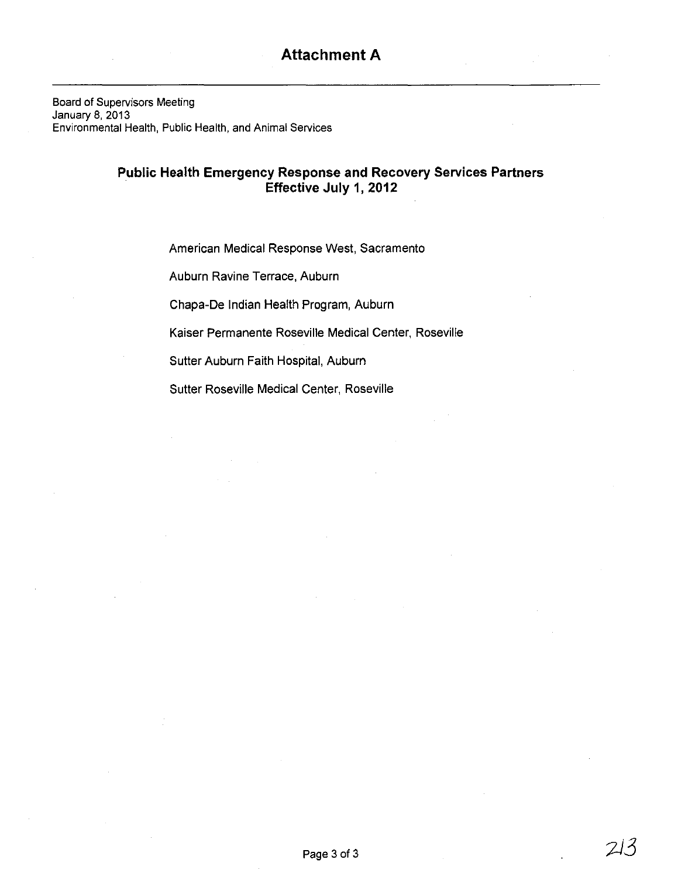# Attachment A

---

Board of Supervisors Meeting
January 8, 2013
Environmental Health, Public Health, and Animal Services

## Public Health Emergency Response and Recovery Services Partners
## Effective July 1, 2012

American Medical Response West, Sacramento

Auburn Ravine Terrace, Auburn

Chapa-De Indian Health Program, Auburn

Kaiser Permanente Roseville Medical Center, Roseville

Sutter Auburn Faith Hospital, Auburn

Sutter Roseville Medical Center, Roseville